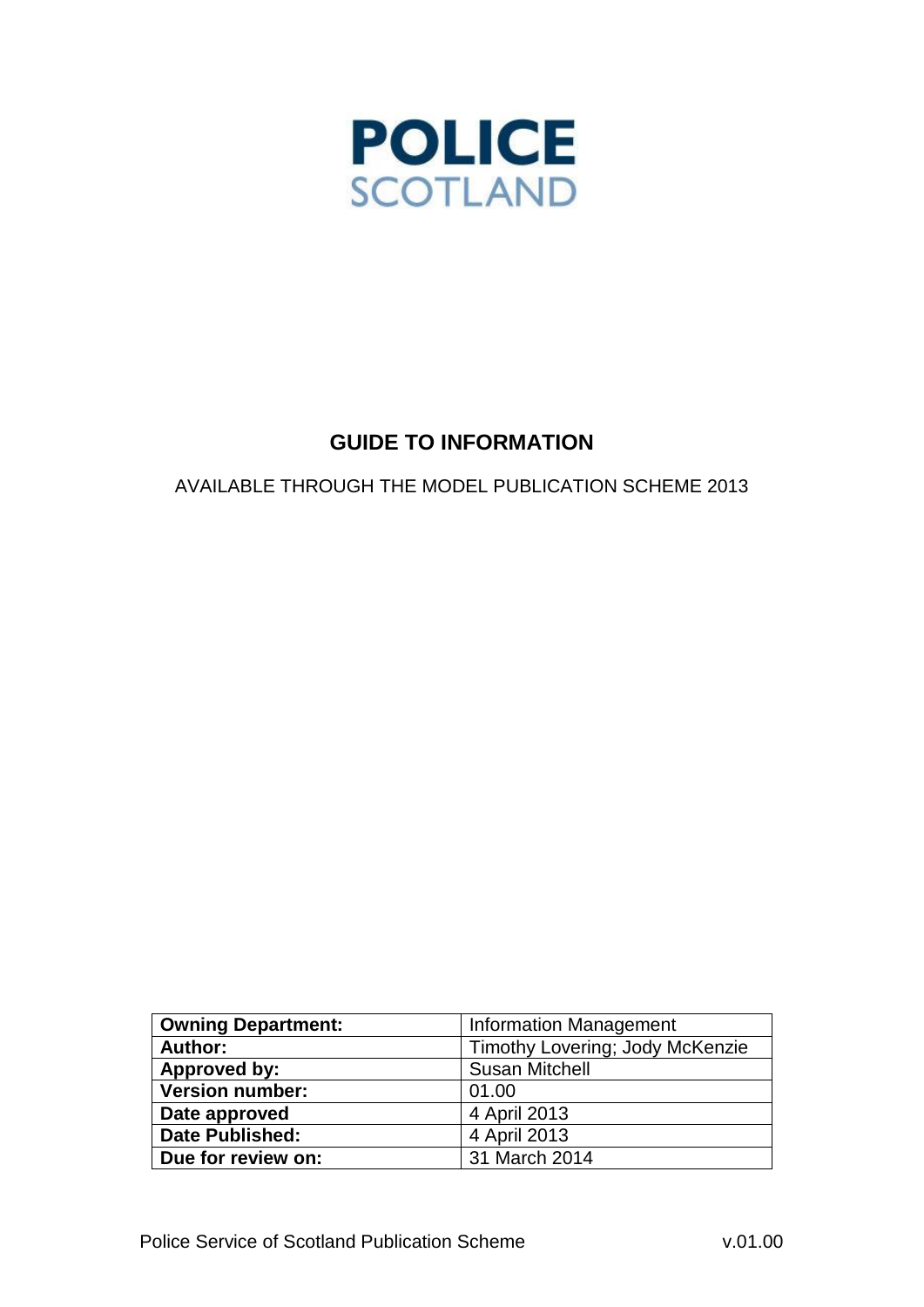# POLICE SCOTLAND

## GUIDE TO INFORMATION

AVAILABLE THROUGH THE MODEL PUBLICATION SCHEME 2013

| **Owning Department:** | Information Management |
| --- | --- |
| **Author:** | Timothy Lovering; Jody McKenzie |
| **Approved by:** | Susan Mitchell |
| **Version number:** | 01.00 |
| **Date approved** | 4 April 2013 |
| **Date Published:** | 4 April 2013 |
| **Due for review on:** | 31 March 2014 |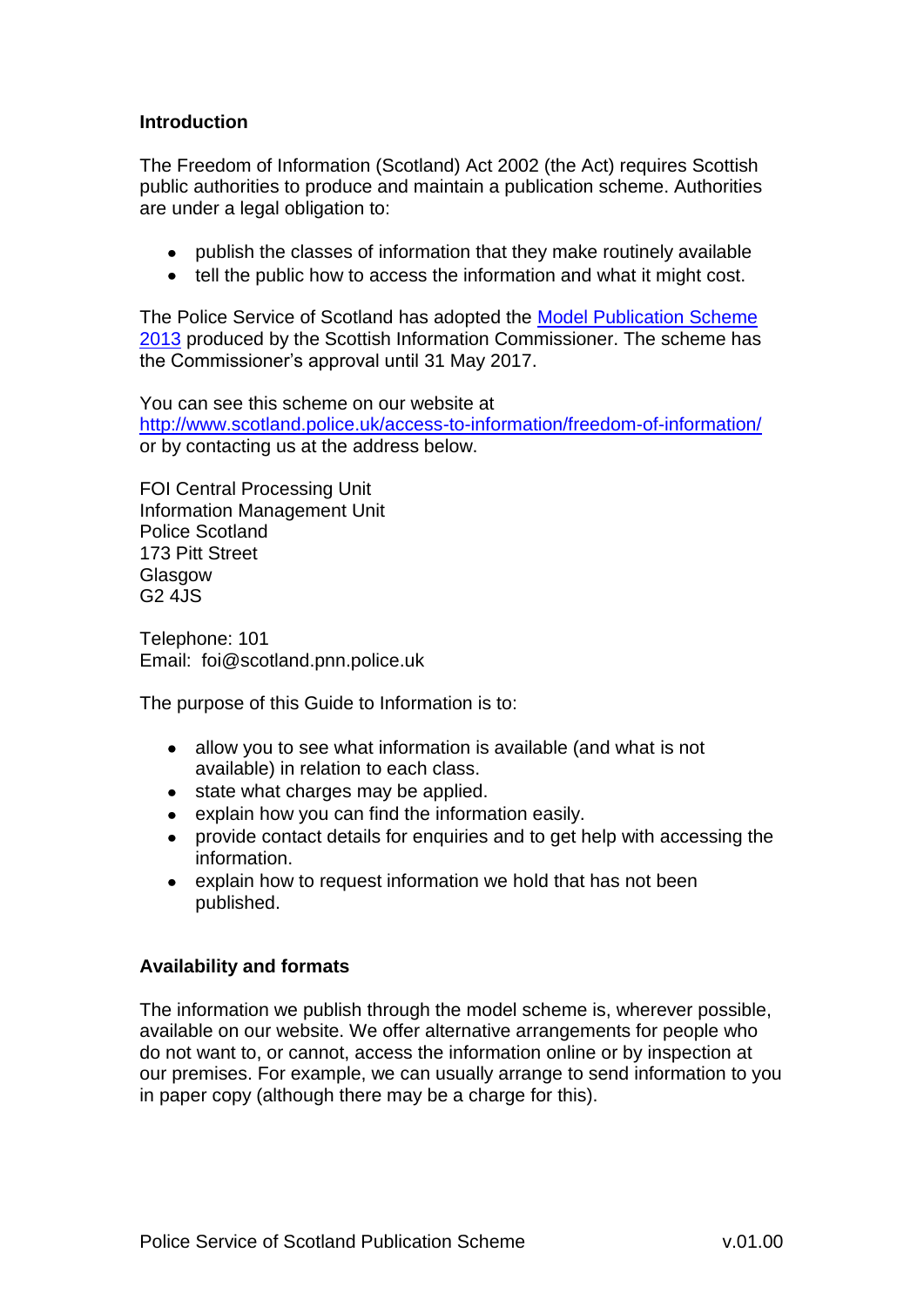## Introduction

The Freedom of Information (Scotland) Act 2002 (the Act) requires Scottish public authorities to produce and maintain a publication scheme. Authorities are under a legal obligation to:

- publish the classes of information that they make routinely available
- tell the public how to access the information and what it might cost.

The Police Service of Scotland has adopted the [Model Publication Scheme 2013](#) produced by the Scottish Information Commissioner. The scheme has the Commissioner's approval until 31 May 2017.

You can see this scheme on our website at http://www.scotland.police.uk/access-to-information/freedom-of-information/ or by contacting us at the address below.

FOI Central Processing Unit
Information Management Unit
Police Scotland
173 Pitt Street
Glasgow
G2 4JS

Telephone: 101
Email: foi@scotland.pnn.police.uk

The purpose of this Guide to Information is to:

- allow you to see what information is available (and what is not available) in relation to each class.
- state what charges may be applied.
- explain how you can find the information easily.
- provide contact details for enquiries and to get help with accessing the information.
- explain how to request information we hold that has not been published.

## Availability and formats

The information we publish through the model scheme is, wherever possible, available on our website. We offer alternative arrangements for people who do not want to, or cannot, access the information online or by inspection at our premises. For example, we can usually arrange to send information to you in paper copy (although there may be a charge for this).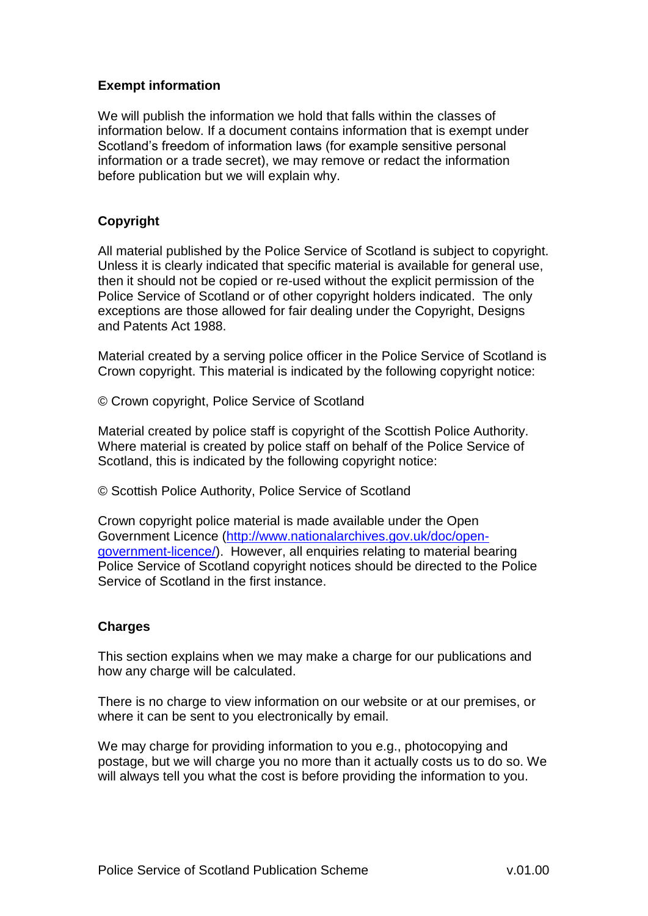## Exempt information

We will publish the information we hold that falls within the classes of information below. If a document contains information that is exempt under Scotland's freedom of information laws (for example sensitive personal information or a trade secret), we may remove or redact the information before publication but we will explain why.

## Copyright

All material published by the Police Service of Scotland is subject to copyright. Unless it is clearly indicated that specific material is available for general use, then it should not be copied or re-used without the explicit permission of the Police Service of Scotland or of other copyright holders indicated. The only exceptions are those allowed for fair dealing under the Copyright, Designs and Patents Act 1988.

Material created by a serving police officer in the Police Service of Scotland is Crown copyright. This material is indicated by the following copyright notice:

© Crown copyright, Police Service of Scotland

Material created by police staff is copyright of the Scottish Police Authority. Where material is created by police staff on behalf of the Police Service of Scotland, this is indicated by the following copyright notice:

© Scottish Police Authority, Police Service of Scotland

Crown copyright police material is made available under the Open Government Licence ([http://www.nationalarchives.gov.uk/doc/open-government-licence/](http://www.nationalarchives.gov.uk/doc/open-government-licence/)). However, all enquiries relating to material bearing Police Service of Scotland copyright notices should be directed to the Police Service of Scotland in the first instance.

## Charges

This section explains when we may make a charge for our publications and how any charge will be calculated.

There is no charge to view information on our website or at our premises, or where it can be sent to you electronically by email.

We may charge for providing information to you e.g., photocopying and postage, but we will charge you no more than it actually costs us to do so. We will always tell you what the cost is before providing the information to you.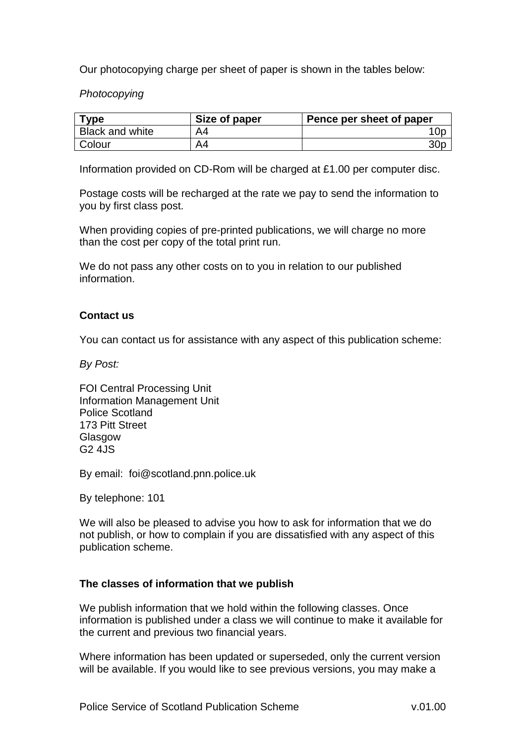Our photocopying charge per sheet of paper is shown in the tables below:

*Photocopying*

| Type | Size of paper | Pence per sheet of paper |
|---|---|---|
| Black and white | A4 | 10p |
| Colour | A4 | 30p |

Information provided on CD-Rom will be charged at £1.00 per computer disc.

Postage costs will be recharged at the rate we pay to send the information to you by first class post.

When providing copies of pre-printed publications, we will charge no more than the cost per copy of the total print run.

We do not pass any other costs on to you in relation to our published information.

## Contact us

You can contact us for assistance with any aspect of this publication scheme:

*By Post:*

FOI Central Processing Unit  
Information Management Unit  
Police Scotland  
173 Pitt Street  
Glasgow  
G2 4JS

By email: foi@scotland.pnn.police.uk

By telephone: 101

We will also be pleased to advise you how to ask for information that we do not publish, or how to complain if you are dissatisfied with any aspect of this publication scheme.

## The classes of information that we publish

We publish information that we hold within the following classes. Once information is published under a class we will continue to make it available for the current and previous two financial years.

Where information has been updated or superseded, only the current version will be available. If you would like to see previous versions, you may make a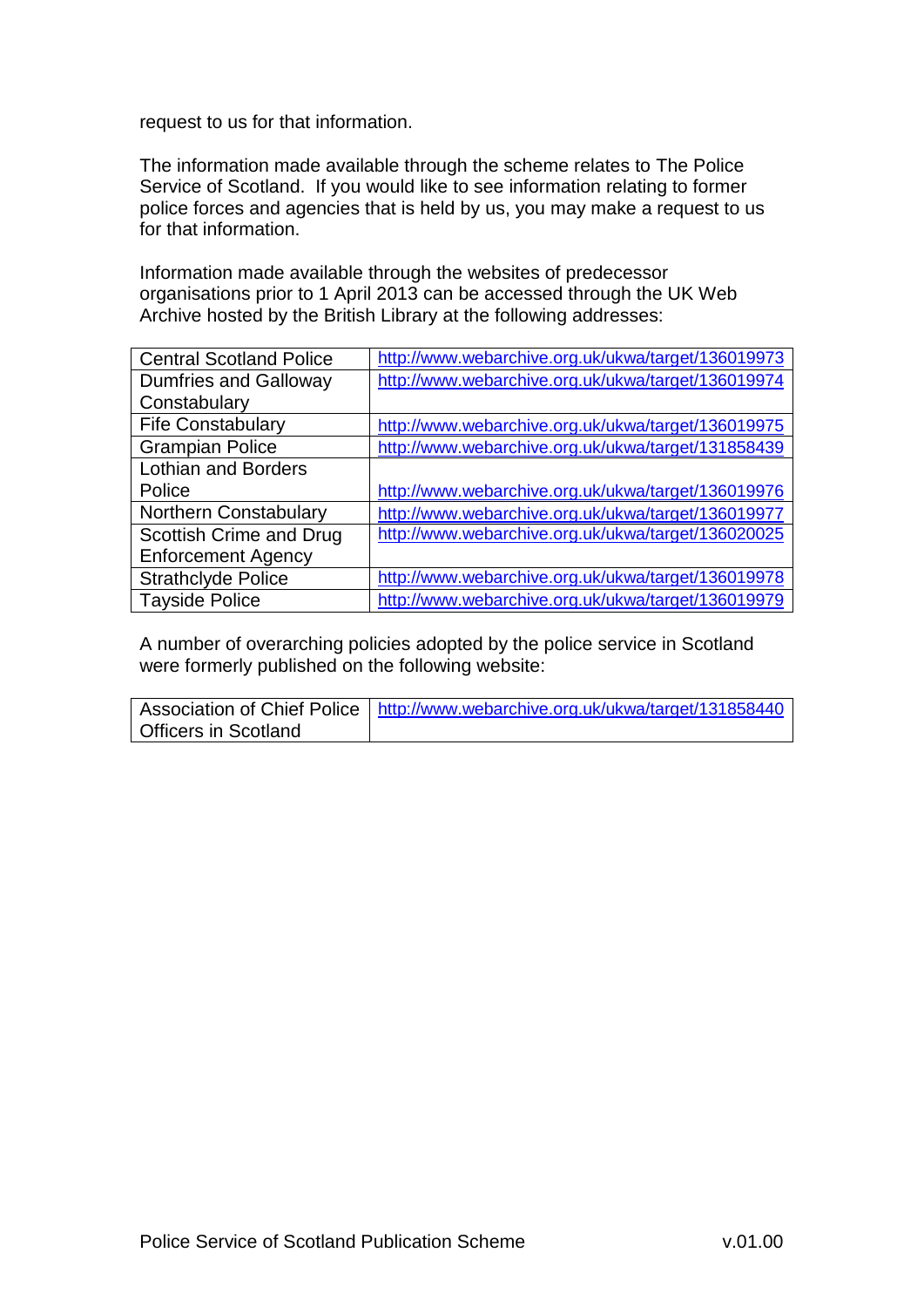request to us for that information.

The information made available through the scheme relates to The Police Service of Scotland. If you would like to see information relating to former police forces and agencies that is held by us, you may make a request to us for that information.

Information made available through the websites of predecessor organisations prior to 1 April 2013 can be accessed through the UK Web Archive hosted by the British Library at the following addresses:

| | |
|---|---|
| Central Scotland Police | http://www.webarchive.org.uk/ukwa/target/136019973 |
| Dumfries and Galloway Constabulary | http://www.webarchive.org.uk/ukwa/target/136019974 |
| Fife Constabulary | http://www.webarchive.org.uk/ukwa/target/136019975 |
| Grampian Police | http://www.webarchive.org.uk/ukwa/target/131858439 |
| Lothian and Borders Police | http://www.webarchive.org.uk/ukwa/target/136019976 |
| Northern Constabulary | http://www.webarchive.org.uk/ukwa/target/136019977 |
| Scottish Crime and Drug Enforcement Agency | http://www.webarchive.org.uk/ukwa/target/136020025 |
| Strathclyde Police | http://www.webarchive.org.uk/ukwa/target/136019978 |
| Tayside Police | http://www.webarchive.org.uk/ukwa/target/136019979 |

A number of overarching policies adopted by the police service in Scotland were formerly published on the following website:

| | |
|---|---|
| Association of Chief Police Officers in Scotland | http://www.webarchive.org.uk/ukwa/target/131858440 |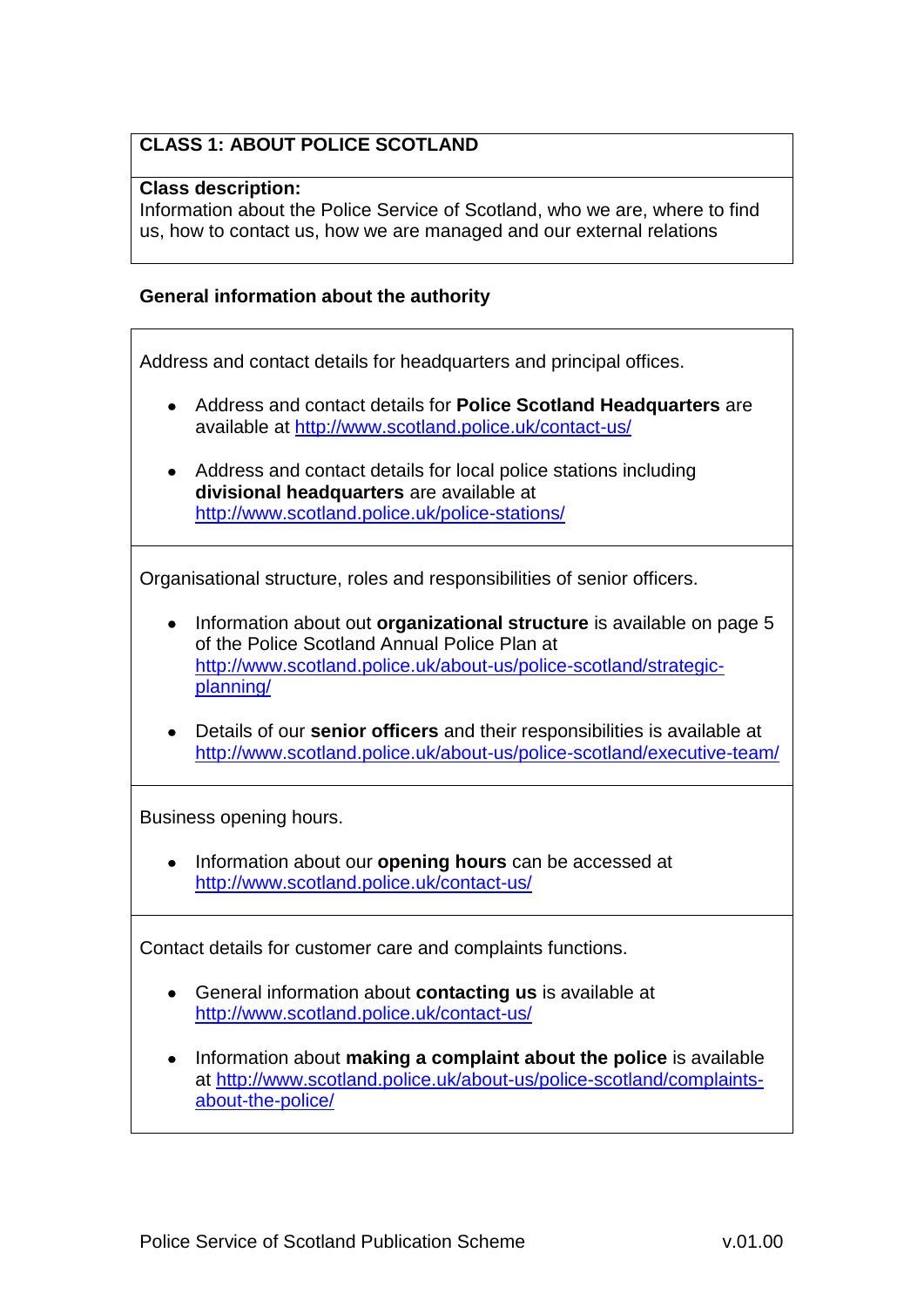## CLASS 1: ABOUT POLICE SCOTLAND

**Class description:**
Information about the Police Service of Scotland, who we are, where to find us, how to contact us, how we are managed and our external relations

### General information about the authority

Address and contact details for headquarters and principal offices.

- Address and contact details for **Police Scotland Headquarters** are available at http://www.scotland.police.uk/contact-us/
- Address and contact details for local police stations including **divisional headquarters** are available at http://www.scotland.police.uk/police-stations/

Organisational structure, roles and responsibilities of senior officers.

- Information about out **organizational structure** is available on page 5 of the Police Scotland Annual Police Plan at http://www.scotland.police.uk/about-us/police-scotland/strategic-planning/
- Details of our **senior officers** and their responsibilities is available at http://www.scotland.police.uk/about-us/police-scotland/executive-team/

Business opening hours.

- Information about our **opening hours** can be accessed at http://www.scotland.police.uk/contact-us/

Contact details for customer care and complaints functions.

- General information about **contacting us** is available at http://www.scotland.police.uk/contact-us/
- Information about **making a complaint about the police** is available at http://www.scotland.police.uk/about-us/police-scotland/complaints-about-the-police/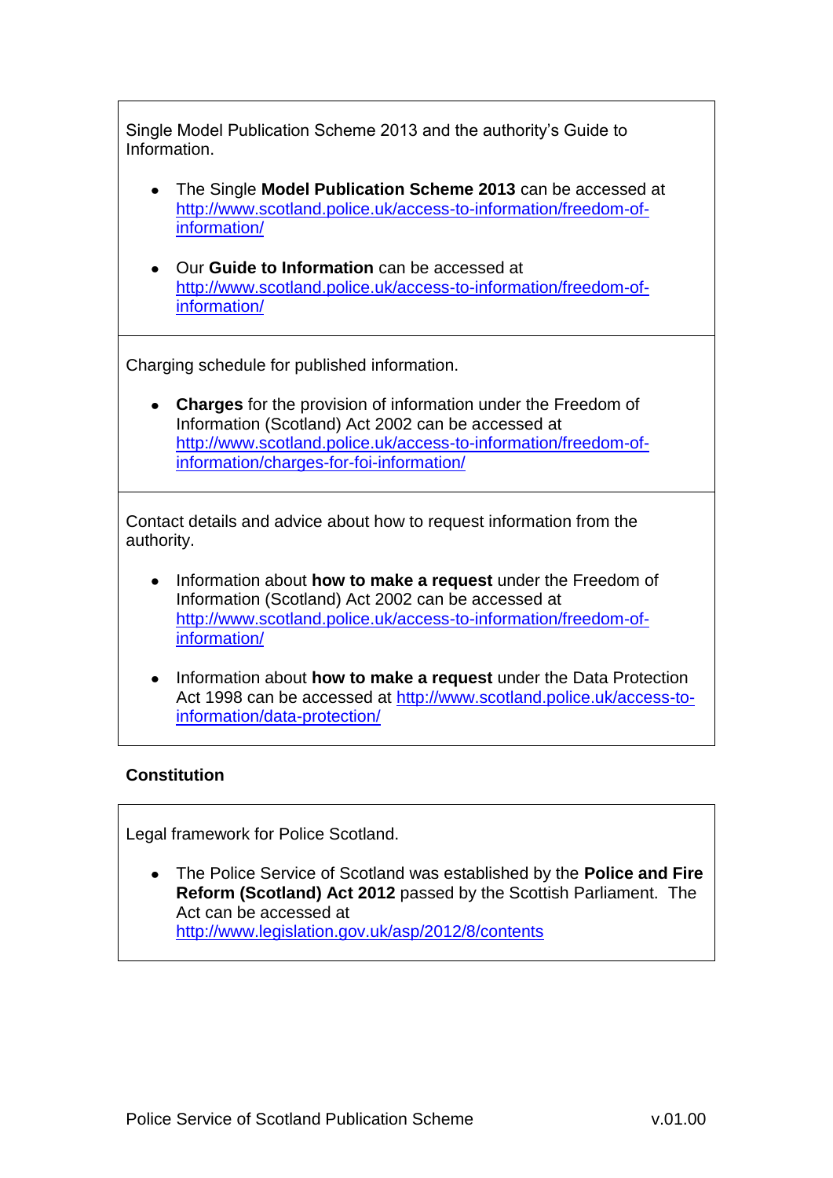Single Model Publication Scheme 2013 and the authority's Guide to Information.

- The Single **Model Publication Scheme 2013** can be accessed at http://www.scotland.police.uk/access-to-information/freedom-of-information/

- Our **Guide to Information** can be accessed at http://www.scotland.police.uk/access-to-information/freedom-of-information/

Charging schedule for published information.

- **Charges** for the provision of information under the Freedom of Information (Scotland) Act 2002 can be accessed at http://www.scotland.police.uk/access-to-information/freedom-of-information/charges-for-foi-information/

Contact details and advice about how to request information from the authority.

- Information about **how to make a request** under the Freedom of Information (Scotland) Act 2002 can be accessed at http://www.scotland.police.uk/access-to-information/freedom-of-information/

- Information about **how to make a request** under the Data Protection Act 1998 can be accessed at http://www.scotland.police.uk/access-to-information/data-protection/

**Constitution**

Legal framework for Police Scotland.

- The Police Service of Scotland was established by the **Police and Fire Reform (Scotland) Act 2012** passed by the Scottish Parliament. The Act can be accessed at http://www.legislation.gov.uk/asp/2012/8/contents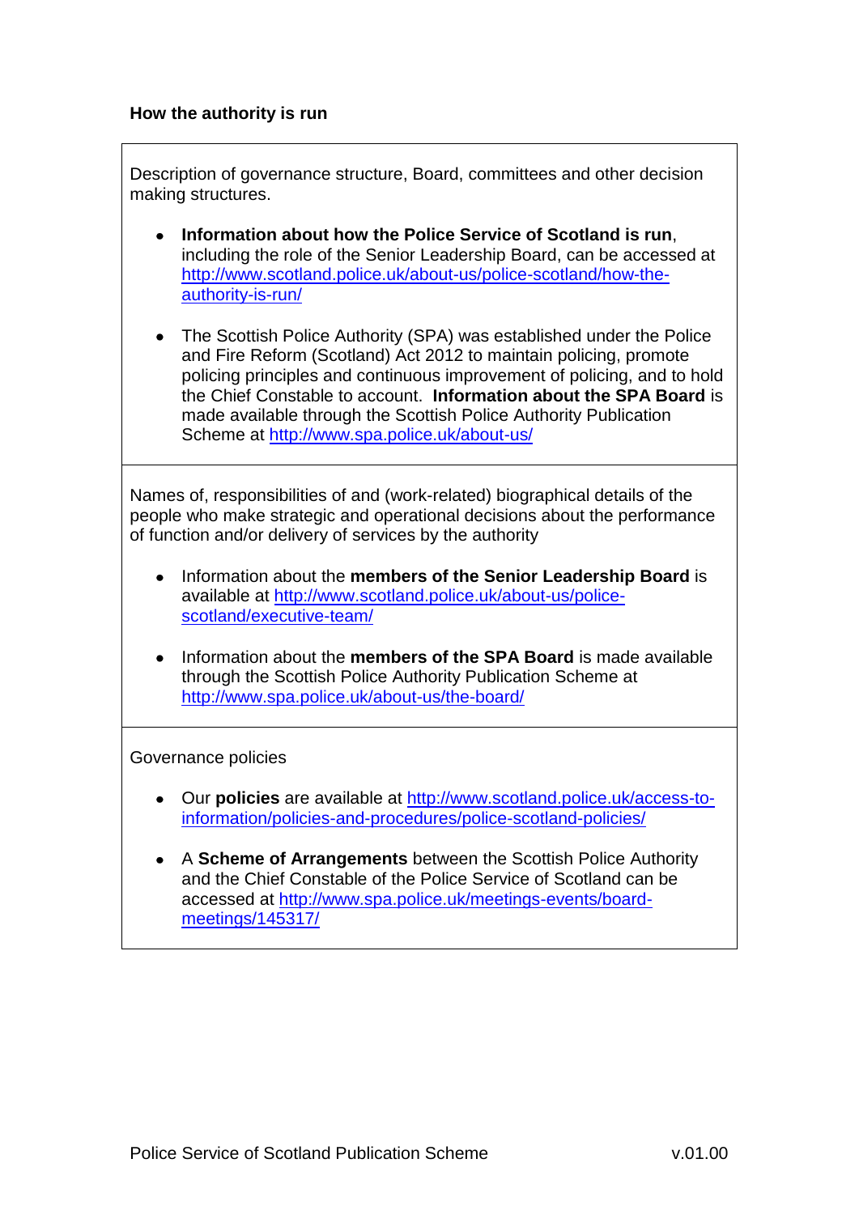### How the authority is run

Description of governance structure, Board, committees and other decision making structures.

- **Information about how the Police Service of Scotland is run**, including the role of the Senior Leadership Board, can be accessed at http://www.scotland.police.uk/about-us/police-scotland/how-the-authority-is-run/

- The Scottish Police Authority (SPA) was established under the Police and Fire Reform (Scotland) Act 2012 to maintain policing, promote policing principles and continuous improvement of policing, and to hold the Chief Constable to account. **Information about the SPA Board** is made available through the Scottish Police Authority Publication Scheme at http://www.spa.police.uk/about-us/

Names of, responsibilities of and (work-related) biographical details of the people who make strategic and operational decisions about the performance of function and/or delivery of services by the authority

- Information about the **members of the Senior Leadership Board** is available at http://www.scotland.police.uk/about-us/police-scotland/executive-team/

- Information about the **members of the SPA Board** is made available through the Scottish Police Authority Publication Scheme at http://www.spa.police.uk/about-us/the-board/

Governance policies

- Our **policies** are available at http://www.scotland.police.uk/access-to-information/policies-and-procedures/police-scotland-policies/

- A **Scheme of Arrangements** between the Scottish Police Authority and the Chief Constable of the Police Service of Scotland can be accessed at http://www.spa.police.uk/meetings-events/board-meetings/145317/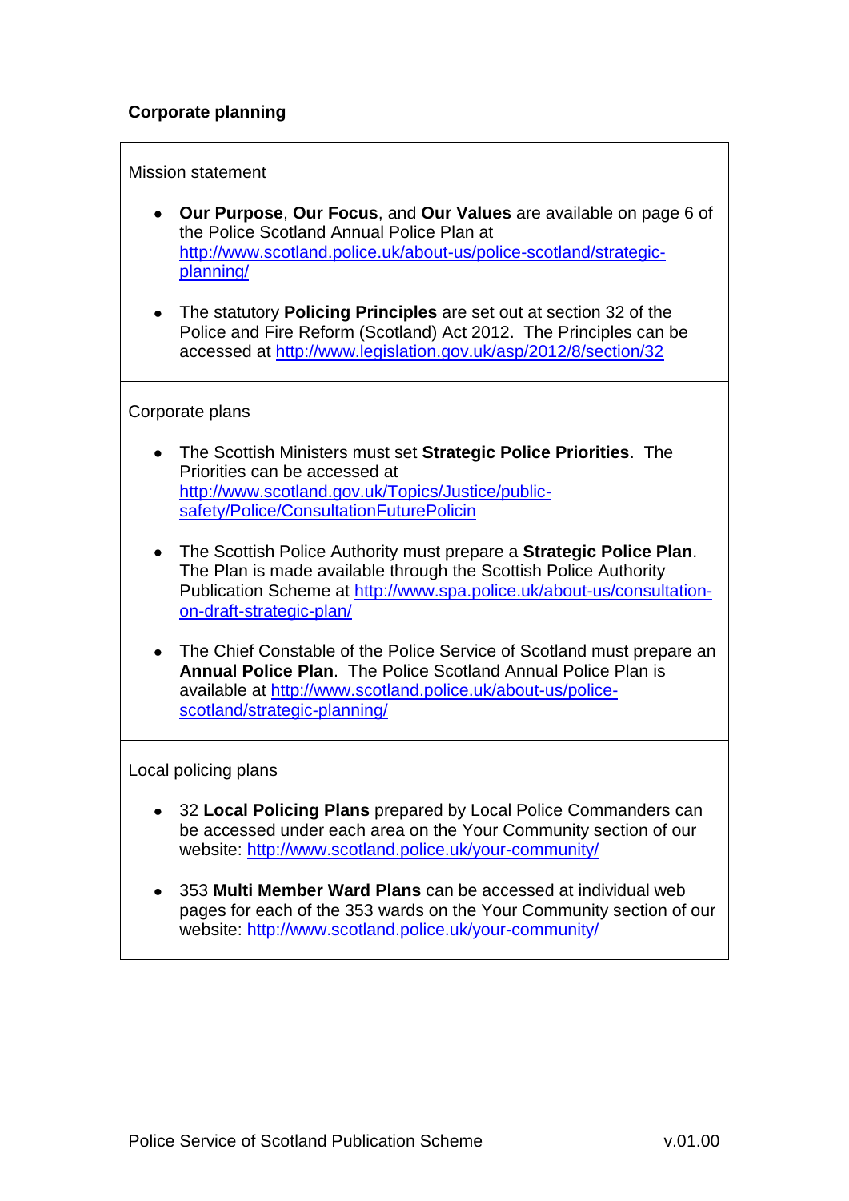## Corporate planning

### Mission statement

- **Our Purpose**, **Our Focus**, and **Our Values** are available on page 6 of the Police Scotland Annual Police Plan at http://www.scotland.police.uk/about-us/police-scotland/strategic-planning/

- The statutory **Policing Principles** are set out at section 32 of the Police and Fire Reform (Scotland) Act 2012. The Principles can be accessed at http://www.legislation.gov.uk/asp/2012/8/section/32

### Corporate plans

- The Scottish Ministers must set **Strategic Police Priorities**. The Priorities can be accessed at http://www.scotland.gov.uk/Topics/Justice/public-safety/Police/ConsultationFuturePolicin

- The Scottish Police Authority must prepare a **Strategic Police Plan**. The Plan is made available through the Scottish Police Authority Publication Scheme at http://www.spa.police.uk/about-us/consultation-on-draft-strategic-plan/

- The Chief Constable of the Police Service of Scotland must prepare an **Annual Police Plan**. The Police Scotland Annual Police Plan is available at http://www.scotland.police.uk/about-us/police-scotland/strategic-planning/

### Local policing plans

- 32 **Local Policing Plans** prepared by Local Police Commanders can be accessed under each area on the Your Community section of our website: http://www.scotland.police.uk/your-community/

- 353 **Multi Member Ward Plans** can be accessed at individual web pages for each of the 353 wards on the Your Community section of our website: http://www.scotland.police.uk/your-community/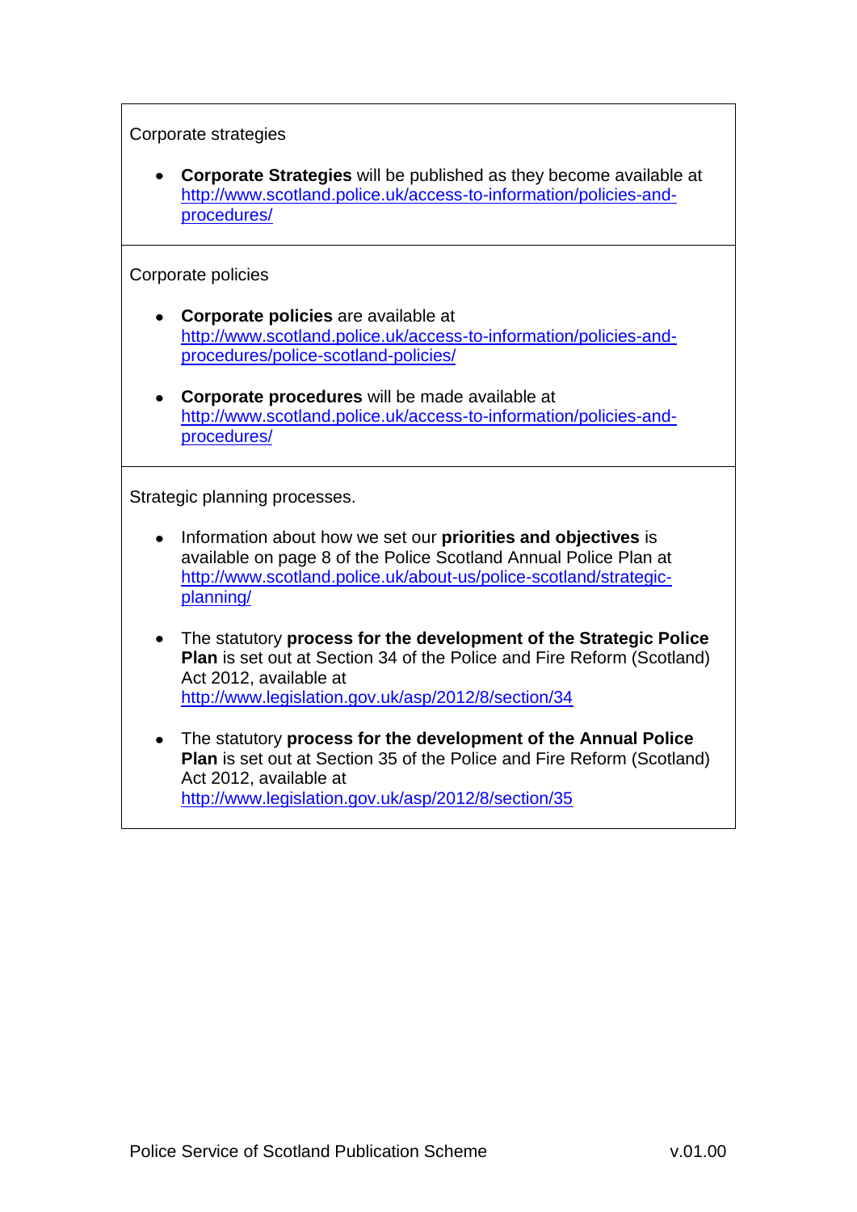Corporate strategies

- **Corporate Strategies** will be published as they become available at http://www.scotland.police.uk/access-to-information/policies-and-procedures/

Corporate policies

- **Corporate policies** are available at http://www.scotland.police.uk/access-to-information/policies-and-procedures/police-scotland-policies/
- **Corporate procedures** will be made available at http://www.scotland.police.uk/access-to-information/policies-and-procedures/

Strategic planning processes.

- Information about how we set our **priorities and objectives** is available on page 8 of the Police Scotland Annual Police Plan at http://www.scotland.police.uk/about-us/police-scotland/strategic-planning/
- The statutory **process for the development of the Strategic Police Plan** is set out at Section 34 of the Police and Fire Reform (Scotland) Act 2012, available at http://www.legislation.gov.uk/asp/2012/8/section/34
- The statutory **process for the development of the Annual Police Plan** is set out at Section 35 of the Police and Fire Reform (Scotland) Act 2012, available at http://www.legislation.gov.uk/asp/2012/8/section/35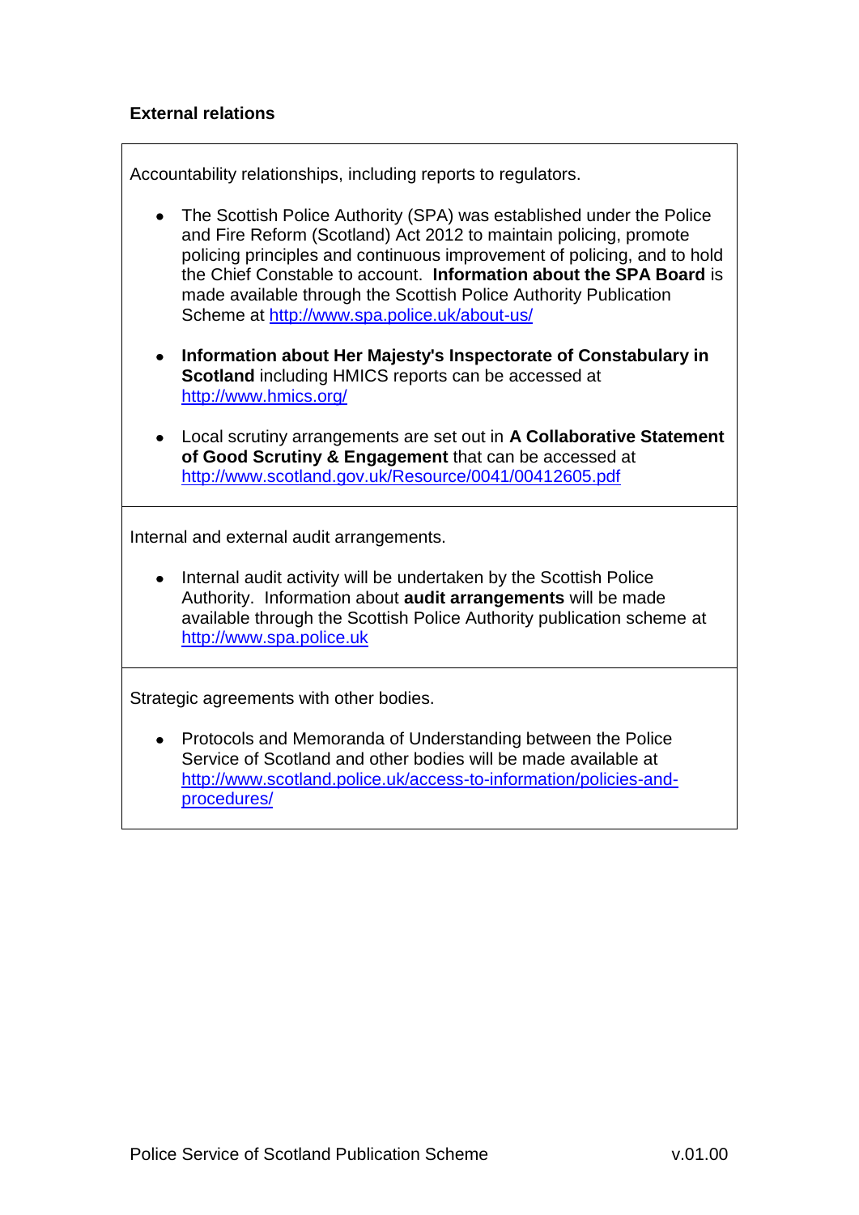**External relations**

Accountability relationships, including reports to regulators.

- The Scottish Police Authority (SPA) was established under the Police and Fire Reform (Scotland) Act 2012 to maintain policing, promote policing principles and continuous improvement of policing, and to hold the Chief Constable to account. **Information about the SPA Board** is made available through the Scottish Police Authority Publication Scheme at http://www.spa.police.uk/about-us/

- **Information about Her Majesty's Inspectorate of Constabulary in Scotland** including HMICS reports can be accessed at http://www.hmics.org/

- Local scrutiny arrangements are set out in **A Collaborative Statement of Good Scrutiny & Engagement** that can be accessed at http://www.scotland.gov.uk/Resource/0041/00412605.pdf

Internal and external audit arrangements.

- Internal audit activity will be undertaken by the Scottish Police Authority. Information about **audit arrangements** will be made available through the Scottish Police Authority publication scheme at http://www.spa.police.uk

Strategic agreements with other bodies.

- Protocols and Memoranda of Understanding between the Police Service of Scotland and other bodies will be made available at http://www.scotland.police.uk/access-to-information/policies-and-procedures/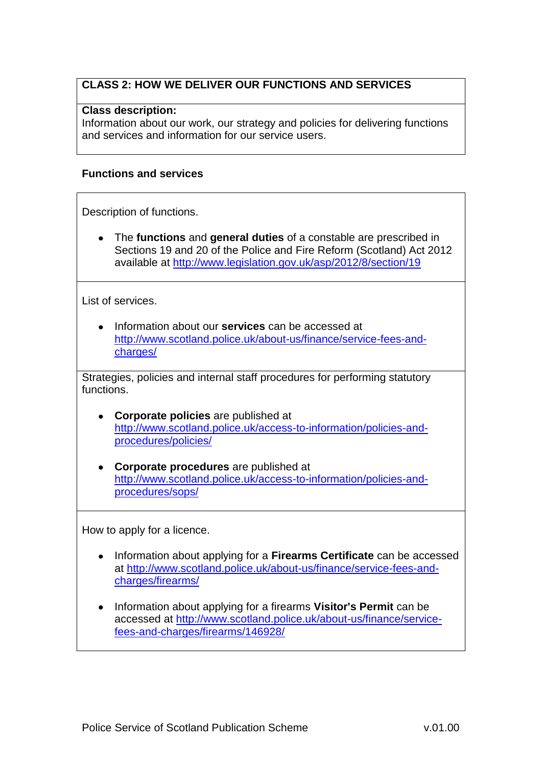## CLASS 2: HOW WE DELIVER OUR FUNCTIONS AND SERVICES

**Class description:**
Information about our work, our strategy and policies for delivering functions and services and information for our service users.

### Functions and services

Description of functions.

- The **functions** and **general duties** of a constable are prescribed in Sections 19 and 20 of the Police and Fire Reform (Scotland) Act 2012 available at http://www.legislation.gov.uk/asp/2012/8/section/19

List of services.

- Information about our **services** can be accessed at http://www.scotland.police.uk/about-us/finance/service-fees-and-charges/

Strategies, policies and internal staff procedures for performing statutory functions.

- **Corporate policies** are published at http://www.scotland.police.uk/access-to-information/policies-and-procedures/policies/

- **Corporate procedures** are published at http://www.scotland.police.uk/access-to-information/policies-and-procedures/sops/

How to apply for a licence.

- Information about applying for a **Firearms Certificate** can be accessed at http://www.scotland.police.uk/about-us/finance/service-fees-and-charges/firearms/

- Information about applying for a firearms **Visitor's Permit** can be accessed at http://www.scotland.police.uk/about-us/finance/service-fees-and-charges/firearms/146928/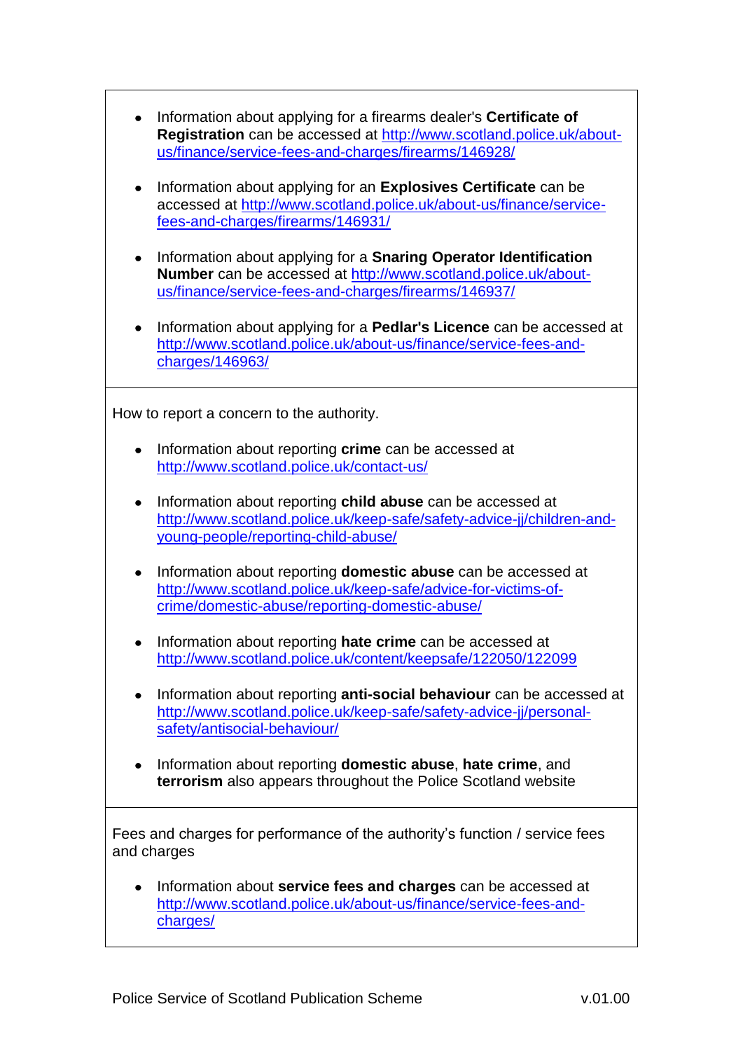- Information about applying for a firearms dealer's **Certificate of Registration** can be accessed at http://www.scotland.police.uk/about-us/finance/service-fees-and-charges/firearms/146928/

- Information about applying for an **Explosives Certificate** can be accessed at http://www.scotland.police.uk/about-us/finance/service-fees-and-charges/firearms/146931/

- Information about applying for a **Snaring Operator Identification Number** can be accessed at http://www.scotland.police.uk/about-us/finance/service-fees-and-charges/firearms/146937/

- Information about applying for a **Pedlar's Licence** can be accessed at http://www.scotland.police.uk/about-us/finance/service-fees-and-charges/146963/

How to report a concern to the authority.

- Information about reporting **crime** can be accessed at http://www.scotland.police.uk/contact-us/

- Information about reporting **child abuse** can be accessed at http://www.scotland.police.uk/keep-safe/safety-advice-jj/children-and-young-people/reporting-child-abuse/

- Information about reporting **domestic abuse** can be accessed at http://www.scotland.police.uk/keep-safe/advice-for-victims-of-crime/domestic-abuse/reporting-domestic-abuse/

- Information about reporting **hate crime** can be accessed at http://www.scotland.police.uk/content/keepsafe/122050/122099

- Information about reporting **anti-social behaviour** can be accessed at http://www.scotland.police.uk/keep-safe/safety-advice-jj/personal-safety/antisocial-behaviour/

- Information about reporting **domestic abuse**, **hate crime**, and **terrorism** also appears throughout the Police Scotland website

Fees and charges for performance of the authority's function / service fees and charges

- Information about **service fees and charges** can be accessed at http://www.scotland.police.uk/about-us/finance/service-fees-and-charges/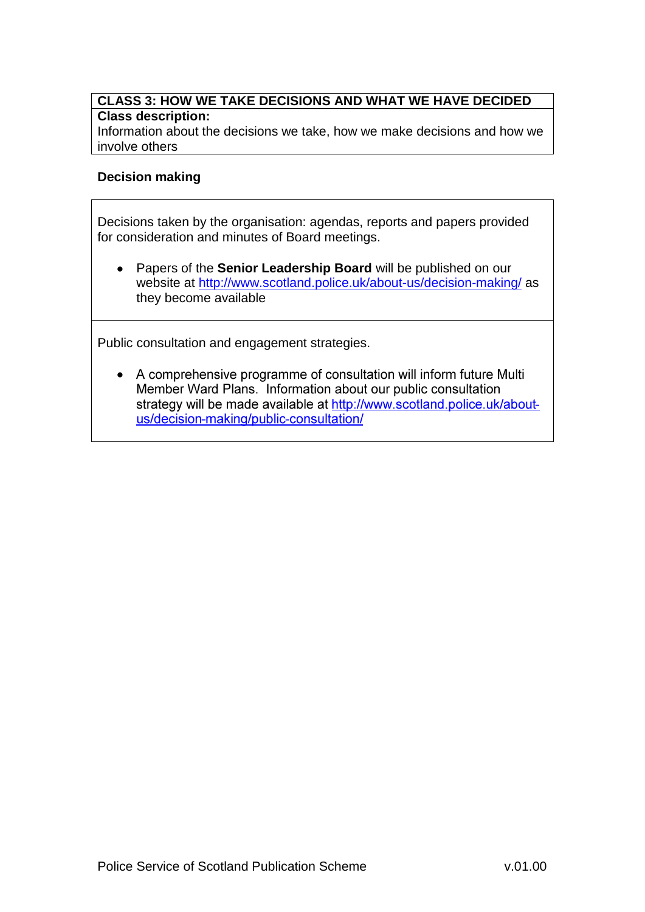## CLASS 3: HOW WE TAKE DECISIONS AND WHAT WE HAVE DECIDED

**Class description:**

Information about the decisions we take, how we make decisions and how we involve others

### Decision making

Decisions taken by the organisation: agendas, reports and papers provided for consideration and minutes of Board meetings.

- Papers of the **Senior Leadership Board** will be published on our website at http://www.scotland.police.uk/about-us/decision-making/ as they become available

Public consultation and engagement strategies.

- A comprehensive programme of consultation will inform future Multi Member Ward Plans. Information about our public consultation strategy will be made available at http://www.scotland.police.uk/about-us/decision-making/public-consultation/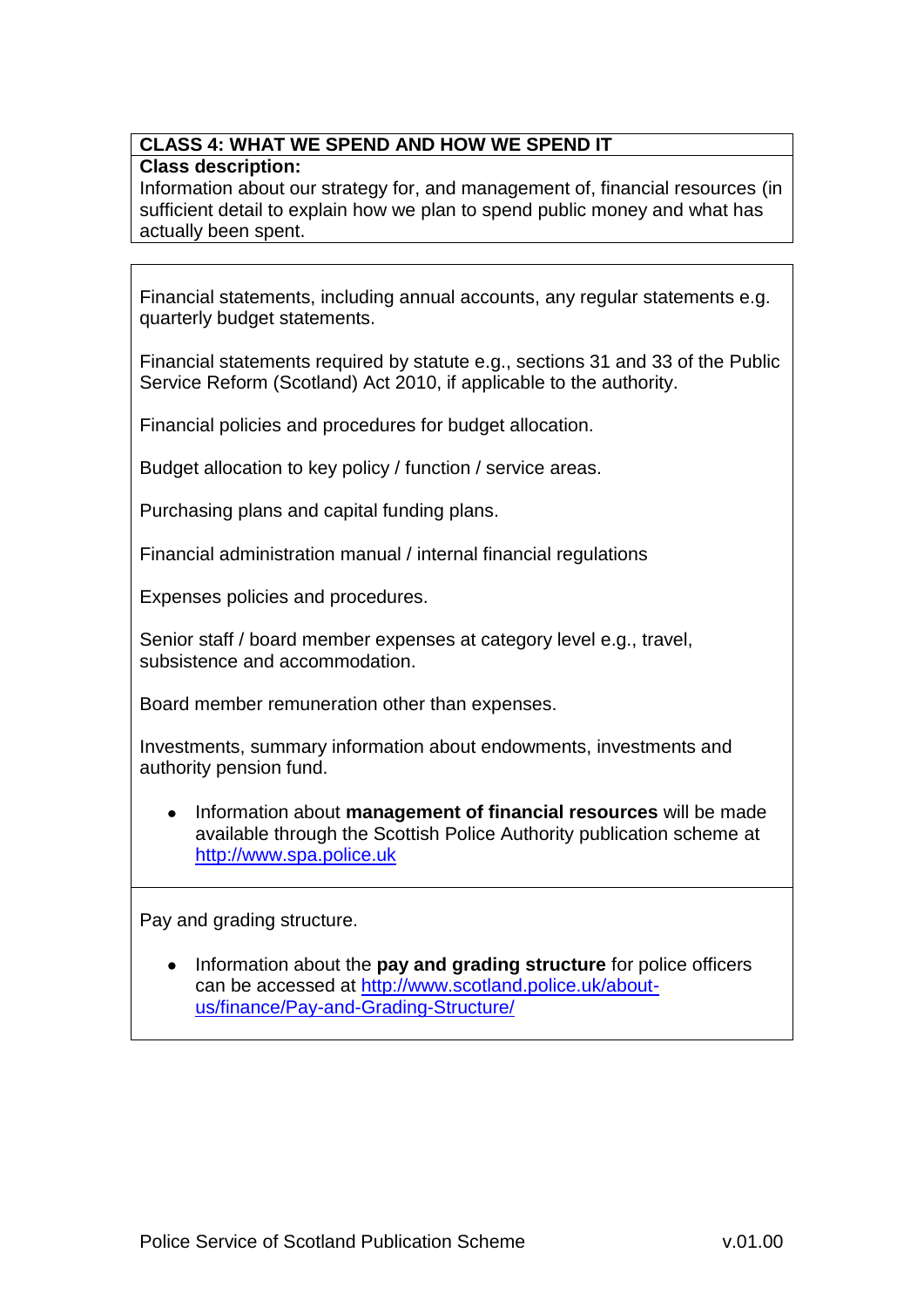## CLASS 4: WHAT WE SPEND AND HOW WE SPEND IT

**Class description:**
Information about our strategy for, and management of, financial resources (in sufficient detail to explain how we plan to spend public money and what has actually been spent.

Financial statements, including annual accounts, any regular statements e.g. quarterly budget statements.

Financial statements required by statute e.g., sections 31 and 33 of the Public Service Reform (Scotland) Act 2010, if applicable to the authority.

Financial policies and procedures for budget allocation.

Budget allocation to key policy / function / service areas.

Purchasing plans and capital funding plans.

Financial administration manual / internal financial regulations

Expenses policies and procedures.

Senior staff / board member expenses at category level e.g., travel, subsistence and accommodation.

Board member remuneration other than expenses.

Investments, summary information about endowments, investments and authority pension fund.

- Information about **management of financial resources** will be made available through the Scottish Police Authority publication scheme at http://www.spa.police.uk

Pay and grading structure.

- Information about the **pay and grading structure** for police officers can be accessed at http://www.scotland.police.uk/about-us/finance/Pay-and-Grading-Structure/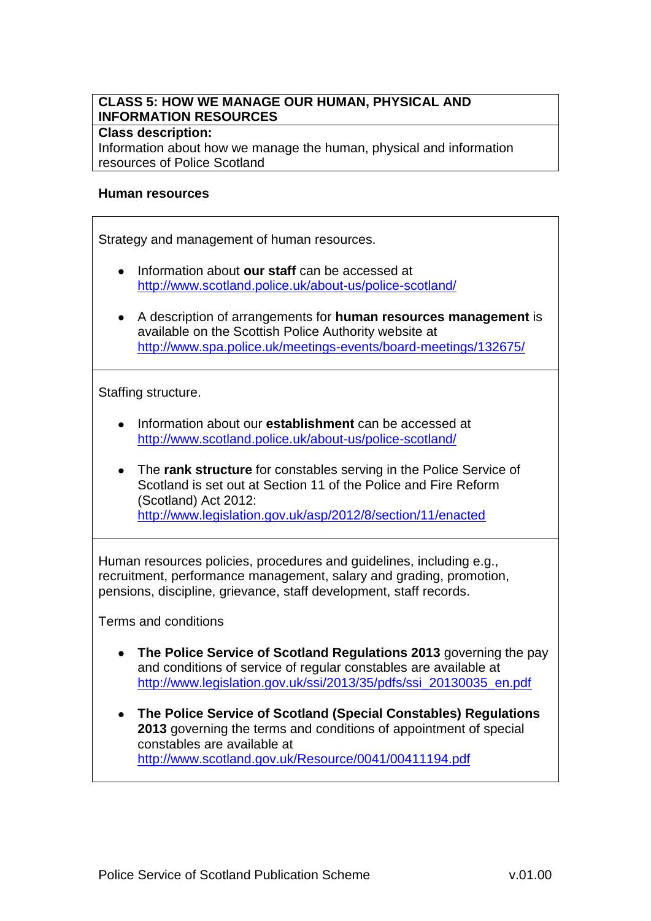## CLASS 5: HOW WE MANAGE OUR HUMAN, PHYSICAL AND INFORMATION RESOURCES

**Class description:**

Information about how we manage the human, physical and information resources of Police Scotland

### Human resources

Strategy and management of human resources.

- Information about **our staff** can be accessed at http://www.scotland.police.uk/about-us/police-scotland/
- A description of arrangements for **human resources management** is available on the Scottish Police Authority website at http://www.spa.police.uk/meetings-events/board-meetings/132675/

Staffing structure.

- Information about our **establishment** can be accessed at http://www.scotland.police.uk/about-us/police-scotland/
- The **rank structure** for constables serving in the Police Service of Scotland is set out at Section 11 of the Police and Fire Reform (Scotland) Act 2012: http://www.legislation.gov.uk/asp/2012/8/section/11/enacted

Human resources policies, procedures and guidelines, including e.g., recruitment, performance management, salary and grading, promotion, pensions, discipline, grievance, staff development, staff records.

Terms and conditions

- **The Police Service of Scotland Regulations 2013** governing the pay and conditions of service of regular constables are available at http://www.legislation.gov.uk/ssi/2013/35/pdfs/ssi_20130035_en.pdf
- **The Police Service of Scotland (Special Constables) Regulations 2013** governing the terms and conditions of appointment of special constables are available at http://www.scotland.gov.uk/Resource/0041/00411194.pdf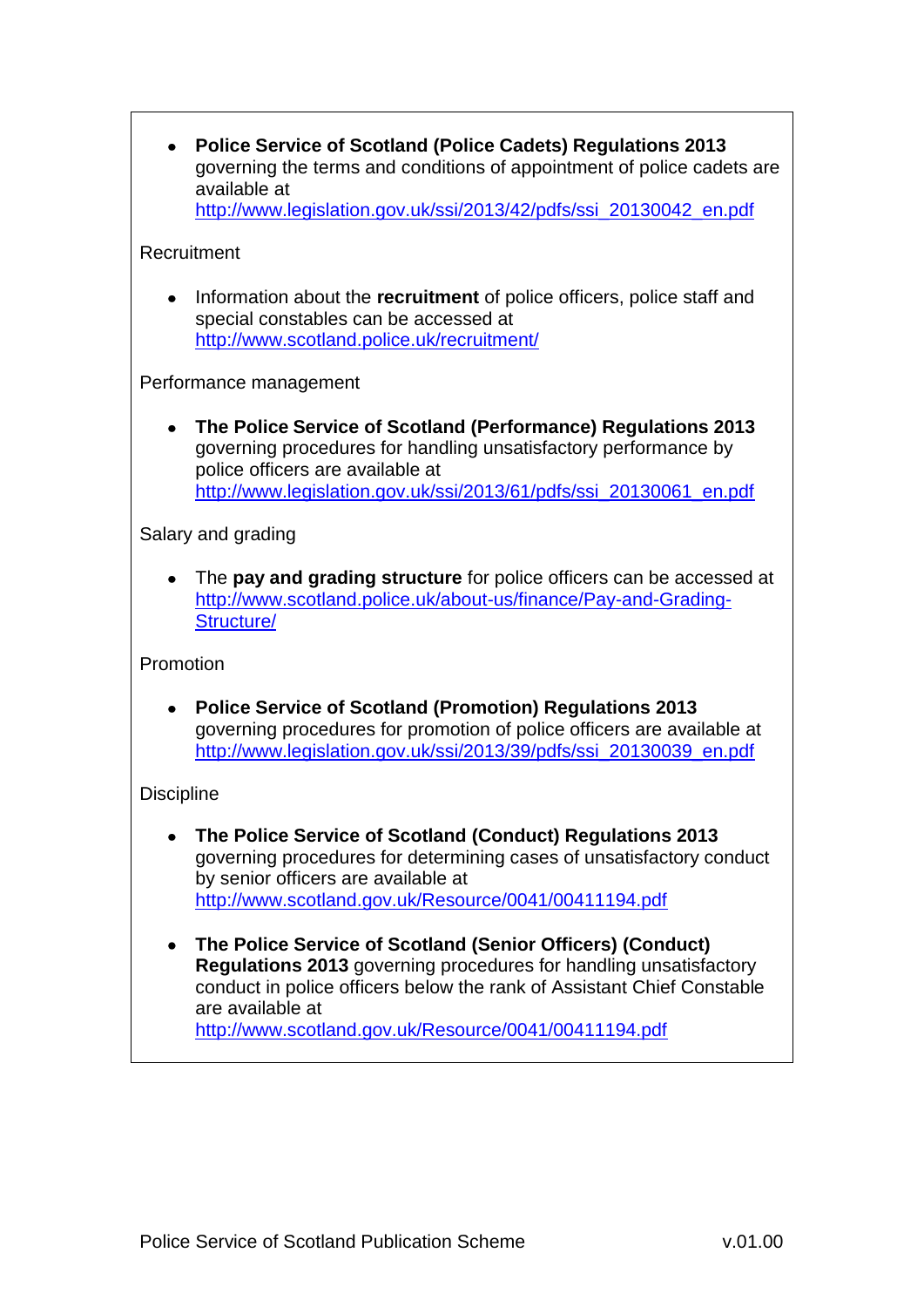- **Police Service of Scotland (Police Cadets) Regulations 2013** governing the terms and conditions of appointment of police cadets are available at http://www.legislation.gov.uk/ssi/2013/42/pdfs/ssi_20130042_en.pdf

Recruitment

- Information about the **recruitment** of police officers, police staff and special constables can be accessed at http://www.scotland.police.uk/recruitment/

Performance management

- **The Police Service of Scotland (Performance) Regulations 2013** governing procedures for handling unsatisfactory performance by police officers are available at http://www.legislation.gov.uk/ssi/2013/61/pdfs/ssi_20130061_en.pdf

Salary and grading

- The **pay and grading structure** for police officers can be accessed at http://www.scotland.police.uk/about-us/finance/Pay-and-Grading-Structure/

Promotion

- **Police Service of Scotland (Promotion) Regulations 2013** governing procedures for promotion of police officers are available at http://www.legislation.gov.uk/ssi/2013/39/pdfs/ssi_20130039_en.pdf

Discipline

- **The Police Service of Scotland (Conduct) Regulations 2013** governing procedures for determining cases of unsatisfactory conduct by senior officers are available at http://www.scotland.gov.uk/Resource/0041/00411194.pdf

- **The Police Service of Scotland (Senior Officers) (Conduct) Regulations 2013** governing procedures for handling unsatisfactory conduct in police officers below the rank of Assistant Chief Constable are available at http://www.scotland.gov.uk/Resource/0041/00411194.pdf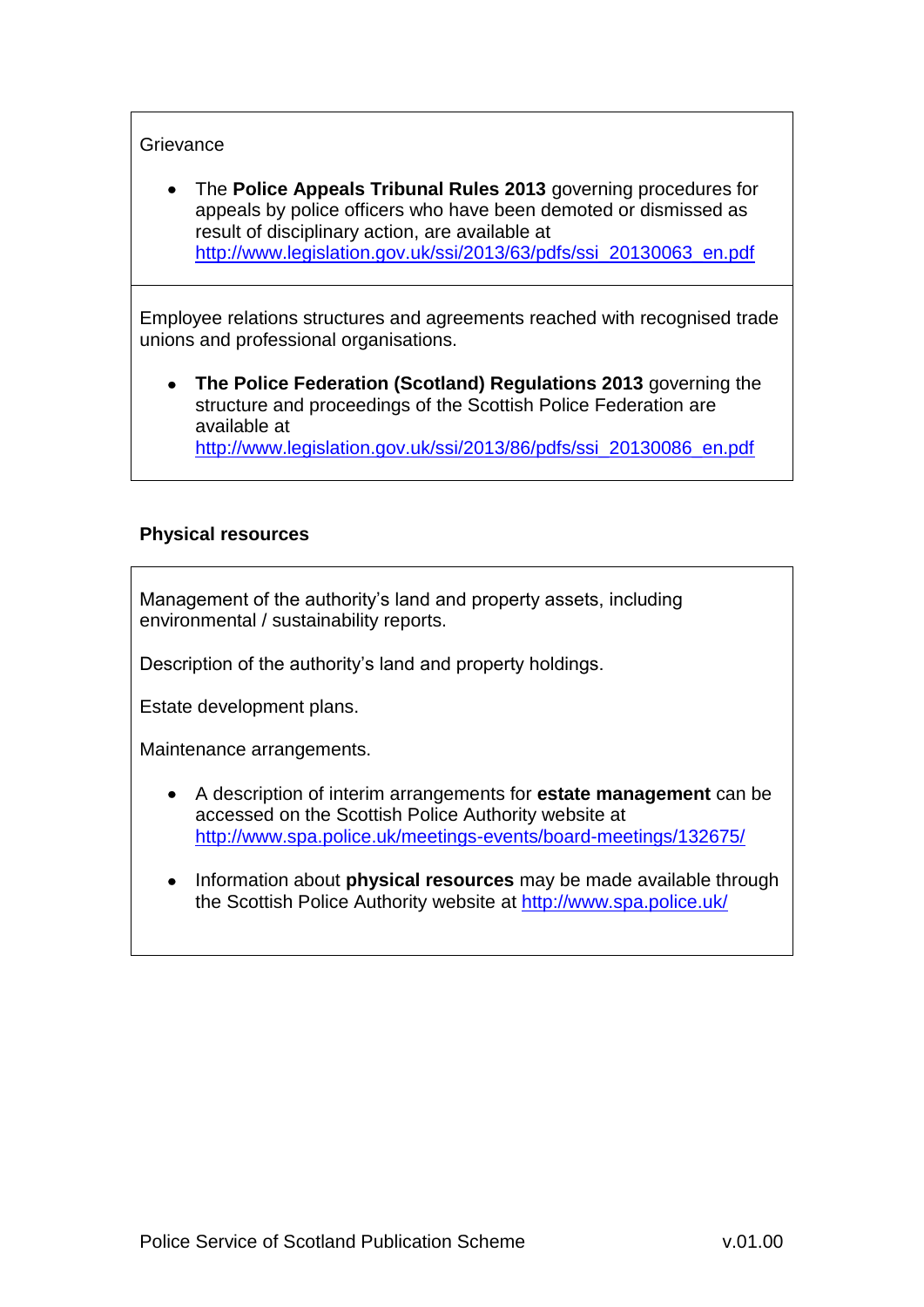Grievance

- The **Police Appeals Tribunal Rules 2013** governing procedures for appeals by police officers who have been demoted or dismissed as result of disciplinary action, are available at http://www.legislation.gov.uk/ssi/2013/63/pdfs/ssi_20130063_en.pdf

Employee relations structures and agreements reached with recognised trade unions and professional organisations.

- **The Police Federation (Scotland) Regulations 2013** governing the structure and proceedings of the Scottish Police Federation are available at http://www.legislation.gov.uk/ssi/2013/86/pdfs/ssi_20130086_en.pdf

**Physical resources**

Management of the authority's land and property assets, including environmental / sustainability reports.

Description of the authority's land and property holdings.

Estate development plans.

Maintenance arrangements.

- A description of interim arrangements for **estate management** can be accessed on the Scottish Police Authority website at http://www.spa.police.uk/meetings-events/board-meetings/132675/
- Information about **physical resources** may be made available through the Scottish Police Authority website at http://www.spa.police.uk/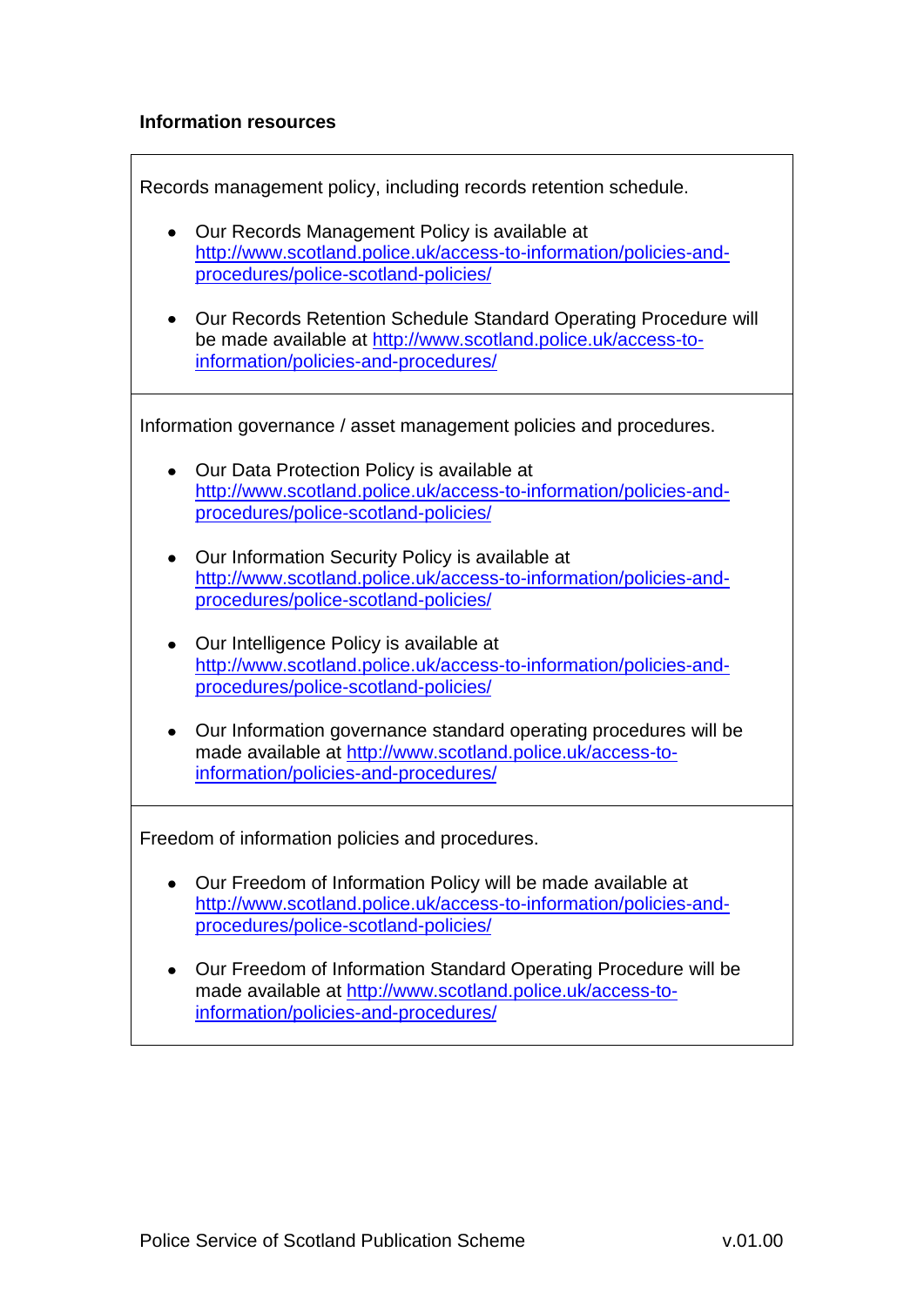**Information resources**

Records management policy, including records retention schedule.

- Our Records Management Policy is available at http://www.scotland.police.uk/access-to-information/policies-and-procedures/police-scotland-policies/
- Our Records Retention Schedule Standard Operating Procedure will be made available at http://www.scotland.police.uk/access-to-information/policies-and-procedures/

Information governance / asset management policies and procedures.

- Our Data Protection Policy is available at http://www.scotland.police.uk/access-to-information/policies-and-procedures/police-scotland-policies/
- Our Information Security Policy is available at http://www.scotland.police.uk/access-to-information/policies-and-procedures/police-scotland-policies/
- Our Intelligence Policy is available at http://www.scotland.police.uk/access-to-information/policies-and-procedures/police-scotland-policies/
- Our Information governance standard operating procedures will be made available at http://www.scotland.police.uk/access-to-information/policies-and-procedures/

Freedom of information policies and procedures.

- Our Freedom of Information Policy will be made available at http://www.scotland.police.uk/access-to-information/policies-and-procedures/police-scotland-policies/
- Our Freedom of Information Standard Operating Procedure will be made available at http://www.scotland.police.uk/access-to-information/policies-and-procedures/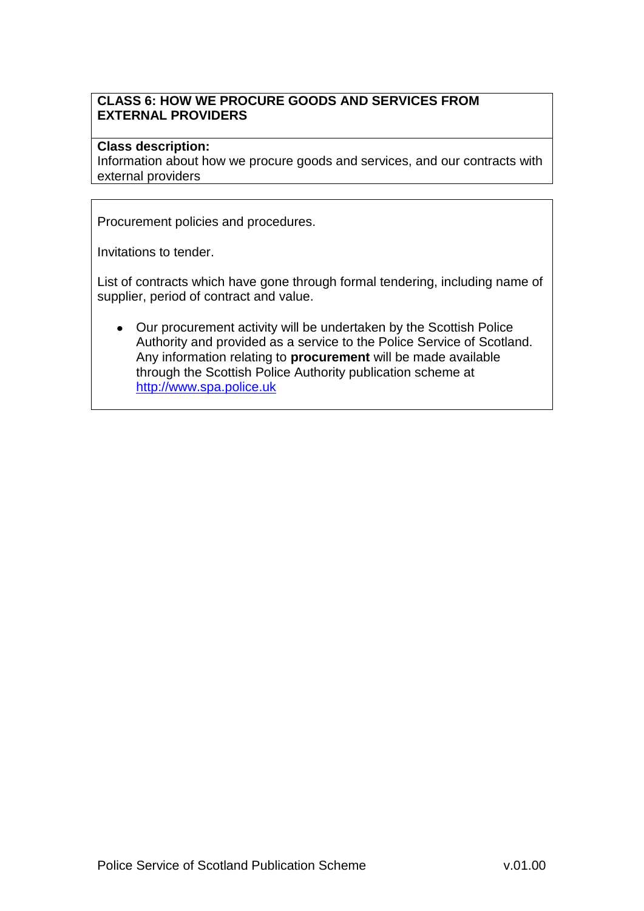## CLASS 6: HOW WE PROCURE GOODS AND SERVICES FROM EXTERNAL PROVIDERS

**Class description:**
Information about how we procure goods and services, and our contracts with external providers

Procurement policies and procedures.

Invitations to tender.

List of contracts which have gone through formal tendering, including name of supplier, period of contract and value.

- Our procurement activity will be undertaken by the Scottish Police Authority and provided as a service to the Police Service of Scotland. Any information relating to **procurement** will be made available through the Scottish Police Authority publication scheme at [http://www.spa.police.uk](http://www.spa.police.uk)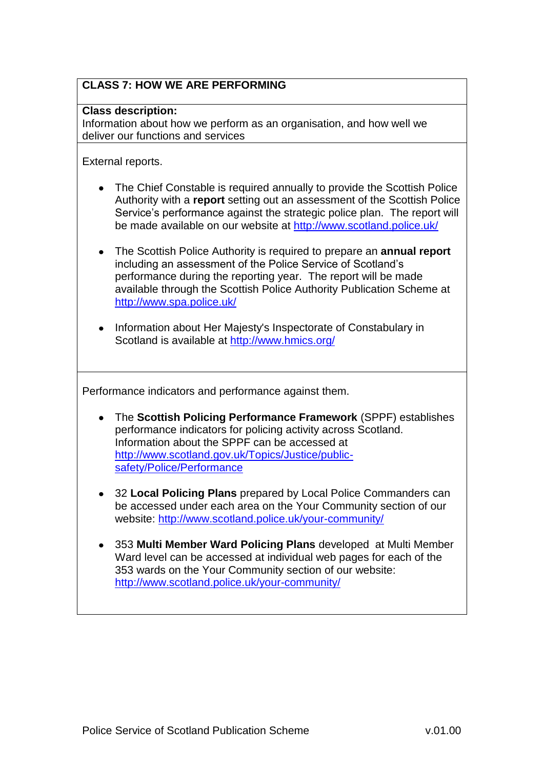**CLASS 7: HOW WE ARE PERFORMING**

**Class description:**
Information about how we perform as an organisation, and how well we deliver our functions and services

External reports.

- The Chief Constable is required annually to provide the Scottish Police Authority with a **report** setting out an assessment of the Scottish Police Service's performance against the strategic police plan. The report will be made available on our website at http://www.scotland.police.uk/

- The Scottish Police Authority is required to prepare an **annual report** including an assessment of the Police Service of Scotland's performance during the reporting year. The report will be made available through the Scottish Police Authority Publication Scheme at http://www.spa.police.uk/

- Information about Her Majesty's Inspectorate of Constabulary in Scotland is available at http://www.hmics.org/

Performance indicators and performance against them.

- The **Scottish Policing Performance Framework** (SPPF) establishes performance indicators for policing activity across Scotland. Information about the SPPF can be accessed at http://www.scotland.gov.uk/Topics/Justice/public-safety/Police/Performance

- 32 **Local Policing Plans** prepared by Local Police Commanders can be accessed under each area on the Your Community section of our website: http://www.scotland.police.uk/your-community/

- 353 **Multi Member Ward Policing Plans** developed at Multi Member Ward level can be accessed at individual web pages for each of the 353 wards on the Your Community section of our website: http://www.scotland.police.uk/your-community/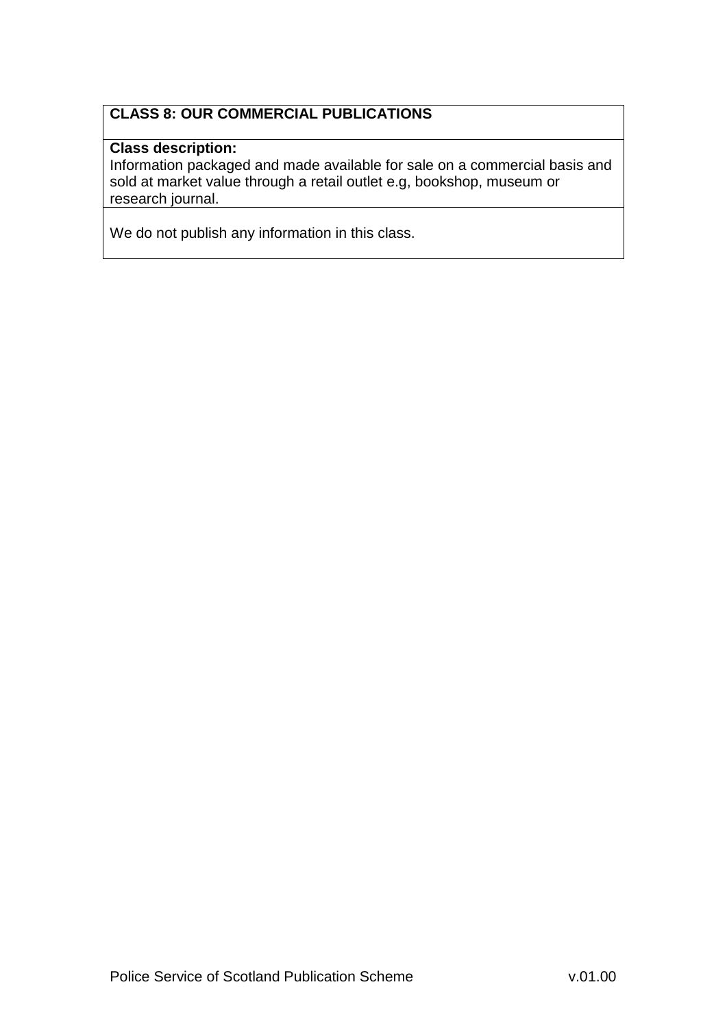**CLASS 8: OUR COMMERCIAL PUBLICATIONS**

**Class description:**
Information packaged and made available for sale on a commercial basis and sold at market value through a retail outlet e.g, bookshop, museum or research journal.

We do not publish any information in this class.